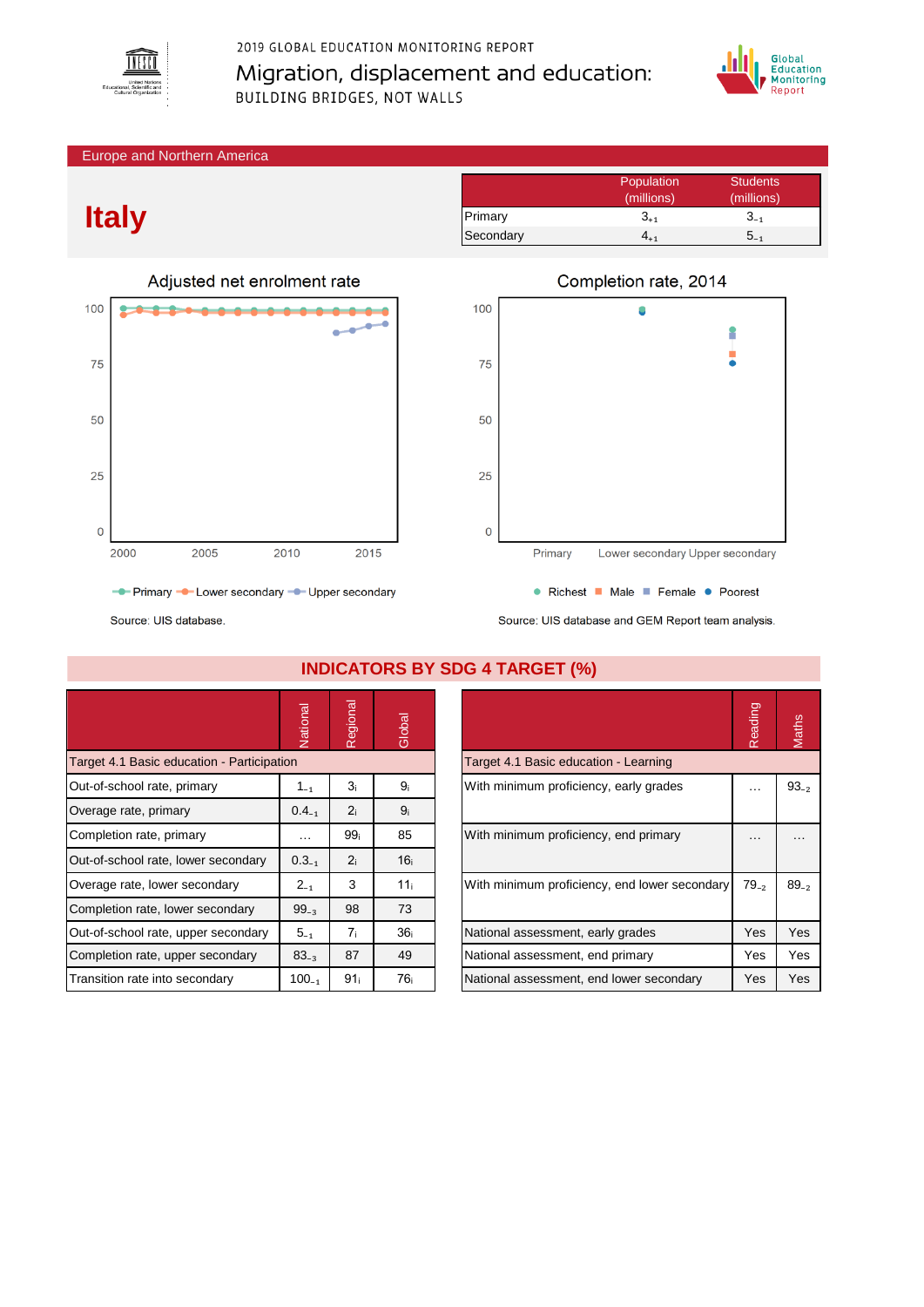2019 GLOBAL EDUCATION MONITORING REPORT

# Migration, displacement and education:

BUILDING BRIDGES, NOT WALLS

Europe and Northern America

# Italy

| | Population (millions) | Students (millions) |
|---|---|---|
| Primary | $3_{+1}$ | $3_{-1}$ |
| Secondary | $4_{+1}$ | $5_{-1}$ |

## Adjusted net enrolment rate

Primary, Lower secondary, Upper secondary

Source: UIS database.

## Completion rate, 2014

Richest, Male, Female, Poorest

Source: UIS database and GEM Report team analysis.

## INDICATORS BY SDG 4 TARGET (%)

| | National | Regional | Global |
|---|---|---|---|
| **Target 4.1 Basic education - Participation** | | | |
| Out-of-school rate, primary | $1_{-1}$ | $3_{i}$ | $9_{i}$ |
| Overage rate, primary | $0.4_{-1}$ | $2_{i}$ | $9_{i}$ |
| Completion rate, primary | … | $99_{i}$ | 85 |
| Out-of-school rate, lower secondary | $0.3_{-1}$ | $2_{i}$ | $16_{i}$ |
| Overage rate, lower secondary | $2_{-1}$ | 3 | $11_{i}$ |
| Completion rate, lower secondary | $99_{-3}$ | 98 | 73 |
| Out-of-school rate, upper secondary | $5_{-1}$ | $7_{i}$ | $36_{i}$ |
| Completion rate, upper secondary | $83_{-3}$ | 87 | 49 |
| Transition rate into secondary | $100_{-1}$ | $91_{i}$ | $76_{i}$ |

| | Reading | Maths |
|---|---|---|
| **Target 4.1 Basic education - Learning** | | |
| With minimum proficiency, early grades | … | $93_{-2}$ |
| With minimum proficiency, end primary | … | … |
| With minimum proficiency, end lower secondary | $79_{-2}$ | $89_{-2}$ |
| National assessment, early grades | Yes | Yes |
| National assessment, end primary | Yes | Yes |
| National assessment, end lower secondary | Yes | Yes |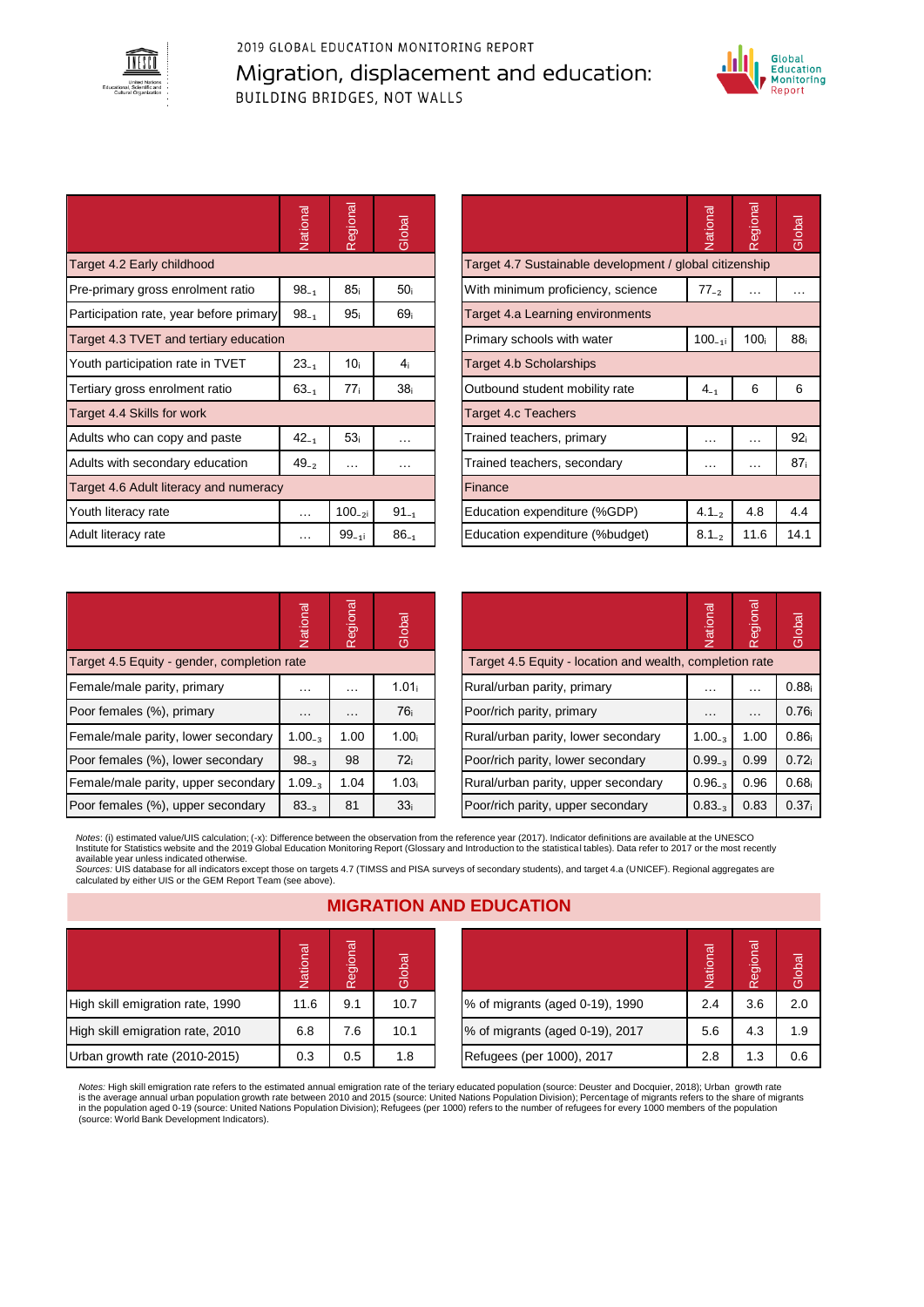2019 GLOBAL EDUCATION MONITORING REPORT

# Migration, displacement and education:

BUILDING BRIDGES, NOT WALLS

| | National | Regional | Global |
|---|---|---|---|
| Target 4.2 Early childhood | | | |
| Pre-primary gross enrolment ratio | $98_{-1}$ | $85_{i}$ | $50_{i}$ |
| Participation rate, year before primary | $98_{-1}$ | $95_{i}$ | $69_{i}$ |
| Target 4.3 TVET and tertiary education | | | |
| Youth participation rate in TVET | $23_{-1}$ | $10_{i}$ | $4_{i}$ |
| Tertiary gross enrolment ratio | $63_{-1}$ | $77_{i}$ | $38_{i}$ |
| Target 4.4 Skills for work | | | |
| Adults who can copy and paste | $42_{-1}$ | $53_{i}$ | … |
| Adults with secondary education | $49_{-2}$ | … | … |
| Target 4.6 Adult literacy and numeracy | | | |
| Youth literacy rate | … | $100_{-2i}$ | $91_{-1}$ |
| Adult literacy rate | … | $99_{-1i}$ | $86_{-1}$ |

| | National | Regional | Global |
|---|---|---|---|
| Target 4.7 Sustainable development / global citizenship | | | |
| With minimum proficiency, science | $77_{-2}$ | … | … |
| Target 4.a Learning environments | | | |
| Primary schools with water | $100_{-1i}$ | $100_{i}$ | $88_{i}$ |
| Target 4.b Scholarships | | | |
| Outbound student mobility rate | $4_{-1}$ | 6 | 6 |
| Target 4.c Teachers | | | |
| Trained teachers, primary | … | … | $92_{i}$ |
| Trained teachers, secondary | … | … | $87_{i}$ |
| Finance | | | |
| Education expenditure (%GDP) | $4.1_{-2}$ | 4.8 | 4.4 |
| Education expenditure (%budget) | $8.1_{-2}$ | 11.6 | 14.1 |

| | National | Regional | Global |
|---|---|---|---|
| Target 4.5 Equity - gender, completion rate | | | |
| Female/male parity, primary | … | … | $1.01_{i}$ |
| Poor females (%), primary | … | … | $76_{i}$ |
| Female/male parity, lower secondary | $1.00_{-3}$ | 1.00 | $1.00_{i}$ |
| Poor females (%), lower secondary | $98_{-3}$ | 98 | $72_{i}$ |
| Female/male parity, upper secondary | $1.09_{-3}$ | 1.04 | $1.03_{i}$ |
| Poor females (%), upper secondary | $83_{-3}$ | 81 | $33_{i}$ |

| | National | Regional | Global |
|---|---|---|---|
| Target 4.5 Equity - location and wealth, completion rate | | | |
| Rural/urban parity, primary | … | … | $0.88_{i}$ |
| Poor/rich parity, primary | … | … | $0.76_{i}$ |
| Rural/urban parity, lower secondary | $1.00_{-3}$ | 1.00 | $0.86_{i}$ |
| Poor/rich parity, lower secondary | $0.99_{-3}$ | 0.99 | $0.72_{i}$ |
| Rural/urban parity, upper secondary | $0.96_{-3}$ | 0.96 | $0.68_{i}$ |
| Poor/rich parity, upper secondary | $0.83_{-3}$ | 0.83 | $0.37_{i}$ |

*Notes*: (i) estimated value/UIS calculation; (-x): Difference between the observation from the reference year (2017). Indicator definitions are available at the UNESCO Institute for Statistics website and the 2019 Global Education Monitoring Report (Glossary and Introduction to the statistical tables). Data refer to 2017 or the most recently available year unless indicated otherwise.
*Sources*: UIS database for all indicators except those on targets 4.7 (TIMSS and PISA surveys of secondary students), and target 4.a (UNICEF). Regional aggregates are calculated by either UIS or the GEM Report Team (see above).

## MIGRATION AND EDUCATION

| | National | Regional | Global |
|---|---|---|---|
| High skill emigration rate, 1990 | 11.6 | 9.1 | 10.7 |
| High skill emigration rate, 2010 | 6.8 | 7.6 | 10.1 |
| Urban growth rate (2010-2015) | 0.3 | 0.5 | 1.8 |

| | National | Regional | Global |
|---|---|---|---|
| % of migrants (aged 0-19), 1990 | 2.4 | 3.6 | 2.0 |
| % of migrants (aged 0-19), 2017 | 5.6 | 4.3 | 1.9 |
| Refugees (per 1000), 2017 | 2.8 | 1.3 | 0.6 |

*Notes:* High skill emigration rate refers to the estimated annual emigration rate of the teriary educated population (source: Deuster and Docquier, 2018); Urban growth rate is the average annual urban population growth rate between 2010 and 2015 (source: United Nations Population Division); Percentage of migrants refers to the share of migrants in the population aged 0-19 (source: United Nations Population Division); Refugees (per 1000) refers to the number of refugees for every 1000 members of the population (source: World Bank Development Indicators).